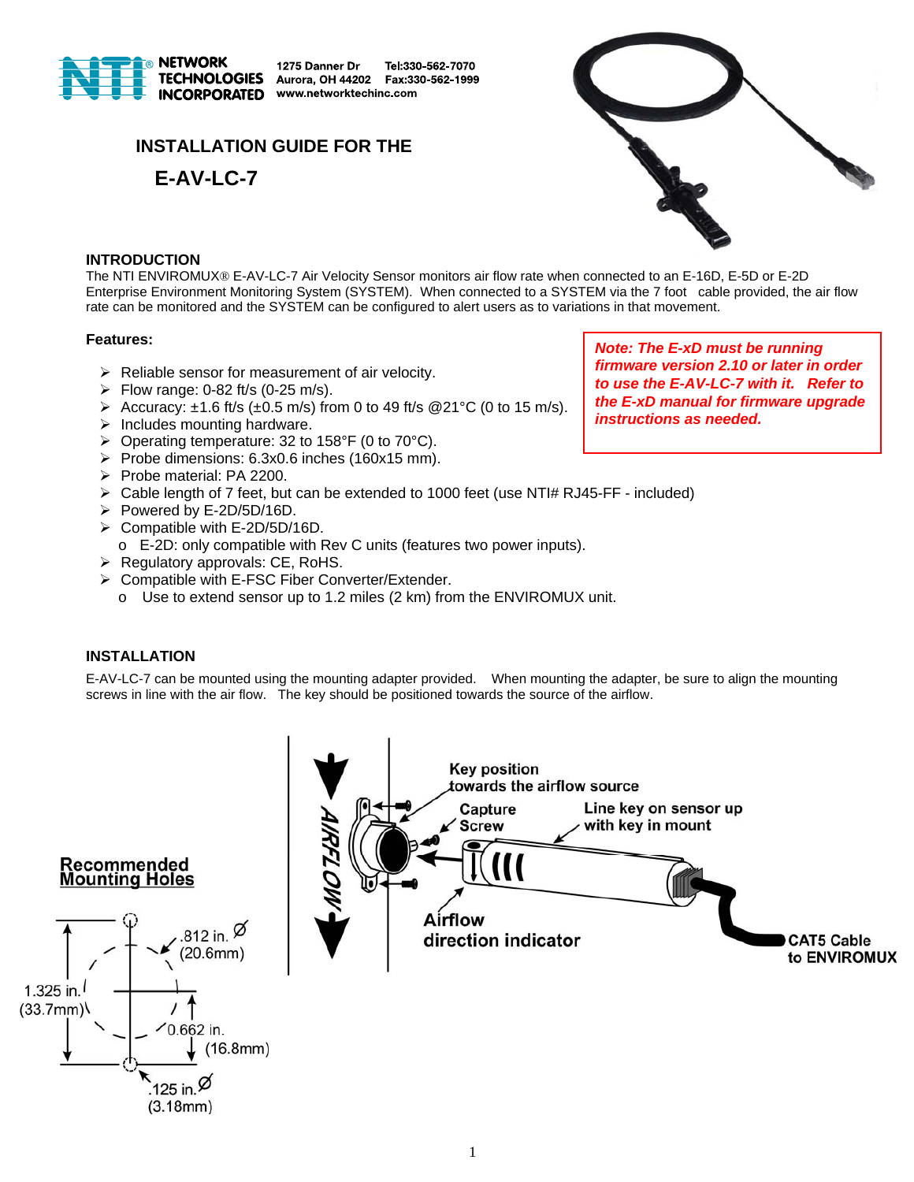NETWORK TECHNOLOGIES INCORPORATED
1275 Danner Dr
Aurora, OH 44202
Tel:330-562-7070
Fax:330-562-1999
www.networktechinc.com

# INSTALLATION GUIDE FOR THE

# E-AV-LC-7

## INTRODUCTION

The NTI ENVIROMUX® E-AV-LC-7 Air Velocity Sensor monitors air flow rate when connected to an E-16D, E-5D or E-2D Enterprise Environment Monitoring System (SYSTEM). When connected to a SYSTEM via the 7 foot cable provided, the air flow rate can be monitored and the SYSTEM can be configured to alert users as to variations in that movement.

**Features:**

- Reliable sensor for measurement of air velocity.
- Flow range: 0-82 ft/s (0-25 m/s).
- Accuracy: ±1.6 ft/s (±0.5 m/s) from 0 to 49 ft/s @21°C (0 to 15 m/s).
- Includes mounting hardware.
- Operating temperature: 32 to 158°F (0 to 70°C).
- Probe dimensions: 6.3x0.6 inches (160x15 mm).
- Probe material: PA 2200.
- Cable length of 7 feet, but can be extended to 1000 feet (use NTI# RJ45-FF - included)
- Powered by E-2D/5D/16D.
- Compatible with E-2D/5D/16D.
  - E-2D: only compatible with Rev C units (features two power inputs).
- Regulatory approvals: CE, RoHS.
- Compatible with E-FSC Fiber Converter/Extender.
  - Use to extend sensor up to 1.2 miles (2 km) from the ENVIROMUX unit.

***Note: The E-xD must be running firmware version 2.10 or later in order to use the E-AV-LC-7 with it. Refer to the E-xD manual for firmware upgrade instructions as needed.***

## INSTALLATION

E-AV-LC-7 can be mounted using the mounting adapter provided. When mounting the adapter, be sure to align the mounting screws in line with the air flow. The key should be positioned towards the source of the airflow.

**Recommended Mounting Holes**

.812 in. Ø (20.6mm)
1.325 in. (33.7mm)
0.662 in. (16.8mm)
.125 in. Ø (3.18mm)

AIRFLOW
Key position towards the airflow source
Capture Screw
Line key on sensor up with key in mount
Airflow direction indicator
CAT5 Cable to ENVIROMUX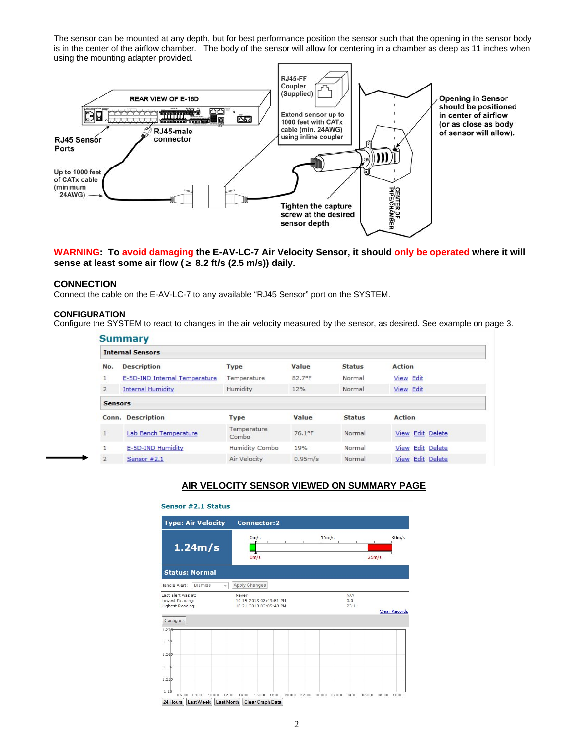The sensor can be mounted at any depth, but for best performance position the sensor such that the opening in the sensor body is in the center of the airflow chamber. The body of the sensor will allow for centering in a chamber as deep as 11 inches when using the mounting adapter provided.

REAR VIEW OF E-16D

RJ45 Sensor Ports

RJ45-male connector

Up to 1000 feet of CATx cable (minimum 24AWG)

RJ45-FF Coupler (Supplied)

Extend sensor up to 1000 feet with CATx cable (min. 24AWG) using inline coupler

Opening in Sensor should be positioned in center of airflow (or as close as body of sensor will allow).

Tighten the capture screw at the desired sensor depth

CENTER OF PIPE/CHAMBER

**WARNING: To avoid damaging the E-AV-LC-7 Air Velocity Sensor, it should only be operated where it will sense at least some air flow (≥ 8.2 ft/s (2.5 m/s)) daily.**

## CONNECTION

Connect the cable on the E-AV-LC-7 to any available "RJ45 Sensor" port on the SYSTEM.

## CONFIGURATION

Configure the SYSTEM to react to changes in the air velocity measured by the sensor, as desired. See example on page 3.

**Summary**

**Internal Sensors**

| No. | Description | Type | Value | Status | Action |
|---|---|---|---|---|---|
| 1 | E-5D-IND Internal Temperature | Temperature | 82.7°F | Normal | View Edit |
| 2 | Internal Humidity | Humidity | 12% | Normal | View Edit |

**Sensors**

| Conn. | Description | Type | Value | Status | Action |
|---|---|---|---|---|---|
| 1 | Lab Bench Temperature | Temperature Combo | 76.1°F | Normal | View Edit Delete |
| 1 | E-5D-IND Humidity | Humidity Combo | 19% | Normal | View Edit Delete |
| 2 | Sensor #2.1 | Air Velocity | 0.95m/s | Normal | View Edit Delete |

**AIR VELOCITY SENSOR VIEWED ON SUMMARY PAGE**

**Sensor #2.1 Status**

Type: Air Velocity | Connector:2

1.24m/s

0m/s — 15m/s — 30m/s (thresholds: 0m/s, 25m/s)

Status: Normal

Handle Alert: Dismiss | Apply Changes

| | | |
|---|---|---|
| Last alert was at: | Never | N/A |
| Lowest Reading: | 10-15-2013 03:43:51 PM | 0.0 |
| Highest Reading: | 10-21-2013 02:05:43 PM | 23.1 |

Clear Records

Configure

24 Hours | Last Week | Last Month | Clear Graph Data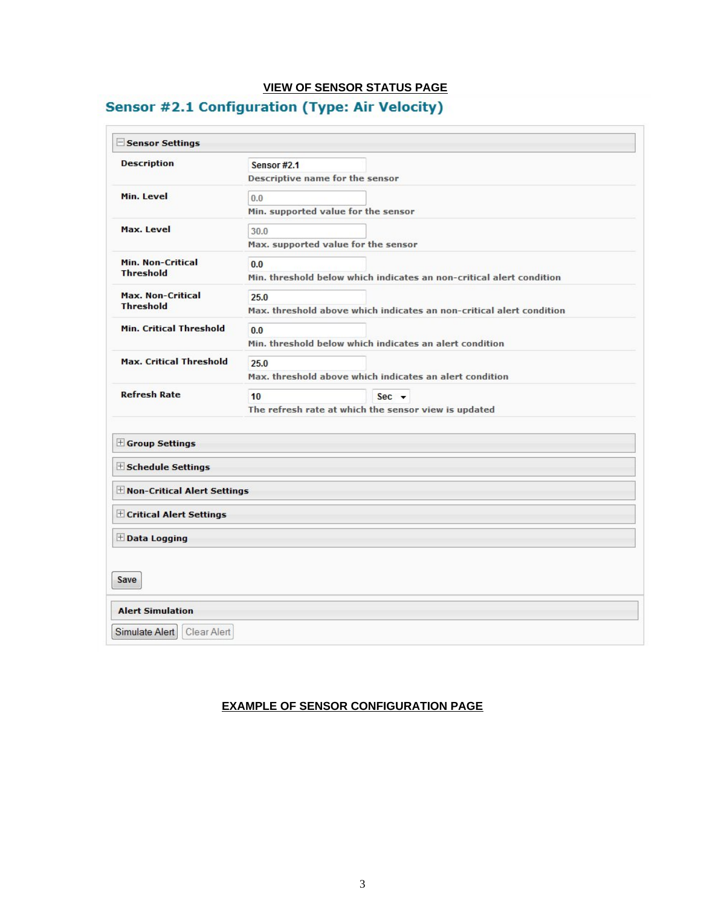**VIEW OF SENSOR STATUS PAGE**

## Sensor #2.1 Configuration (Type: Air Velocity)

**Sensor Settings**

| | |
|---|---|
| **Description** | Sensor #2.1<br>Descriptive name for the sensor |
| **Min. Level** | 0.0<br>Min. supported value for the sensor |
| **Max. Level** | 30.0<br>Max. supported value for the sensor |
| **Min. Non-Critical Threshold** | 0.0<br>Min. threshold below which indicates an non-critical alert condition |
| **Max. Non-Critical Threshold** | 25.0<br>Max. threshold above which indicates an non-critical alert condition |
| **Min. Critical Threshold** | 0.0<br>Min. threshold below which indicates an alert condition |
| **Max. Critical Threshold** | 25.0<br>Max. threshold above which indicates an alert condition |
| **Refresh Rate** | 10 Sec<br>The refresh rate at which the sensor view is updated |

**Group Settings**

**Schedule Settings**

**Non-Critical Alert Settings**

**Critical Alert Settings**

**Data Logging**

Save

**Alert Simulation**

Simulate Alert | Clear Alert

**EXAMPLE OF SENSOR CONFIGURATION PAGE**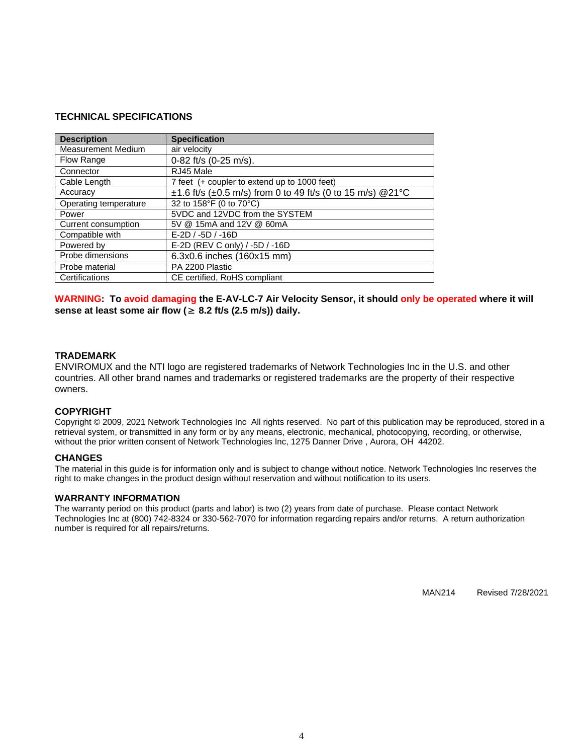## TECHNICAL SPECIFICATIONS

| Description | Specification |
|---|---|
| Measurement Medium | air velocity |
| Flow Range | 0-82 ft/s (0-25 m/s). |
| Connector | RJ45 Male |
| Cable Length | 7 feet (+ coupler to extend up to 1000 feet) |
| Accuracy | ±1.6 ft/s (±0.5 m/s) from 0 to 49 ft/s (0 to 15 m/s) @21°C |
| Operating temperature | 32 to 158°F (0 to 70°C) |
| Power | 5VDC and 12VDC from the SYSTEM |
| Current consumption | 5V @ 15mA and 12V @ 60mA |
| Compatible with | E-2D / -5D / -16D |
| Powered by | E-2D (REV C only) / -5D / -16D |
| Probe dimensions | 6.3x0.6 inches (160x15 mm) |
| Probe material | PA 2200 Plastic |
| Certifications | CE certified, RoHS compliant |

**WARNING: To avoid damaging the E-AV-LC-7 Air Velocity Sensor, it should only be operated where it will sense at least some air flow (≥ 8.2 ft/s (2.5 m/s)) daily.**

### TRADEMARK

ENVIROMUX and the NTI logo are registered trademarks of Network Technologies Inc in the U.S. and other countries. All other brand names and trademarks or registered trademarks are the property of their respective owners.

### COPYRIGHT

Copyright © 2009, 2021 Network Technologies Inc All rights reserved. No part of this publication may be reproduced, stored in a retrieval system, or transmitted in any form or by any means, electronic, mechanical, photocopying, recording, or otherwise, without the prior written consent of Network Technologies Inc, 1275 Danner Drive , Aurora, OH 44202.

### CHANGES

The material in this guide is for information only and is subject to change without notice. Network Technologies Inc reserves the right to make changes in the product design without reservation and without notification to its users.

### WARRANTY INFORMATION

The warranty period on this product (parts and labor) is two (2) years from date of purchase. Please contact Network Technologies Inc at (800) 742-8324 or 330-562-7070 for information regarding repairs and/or returns. A return authorization number is required for all repairs/returns.

MAN214 Revised 7/28/2021